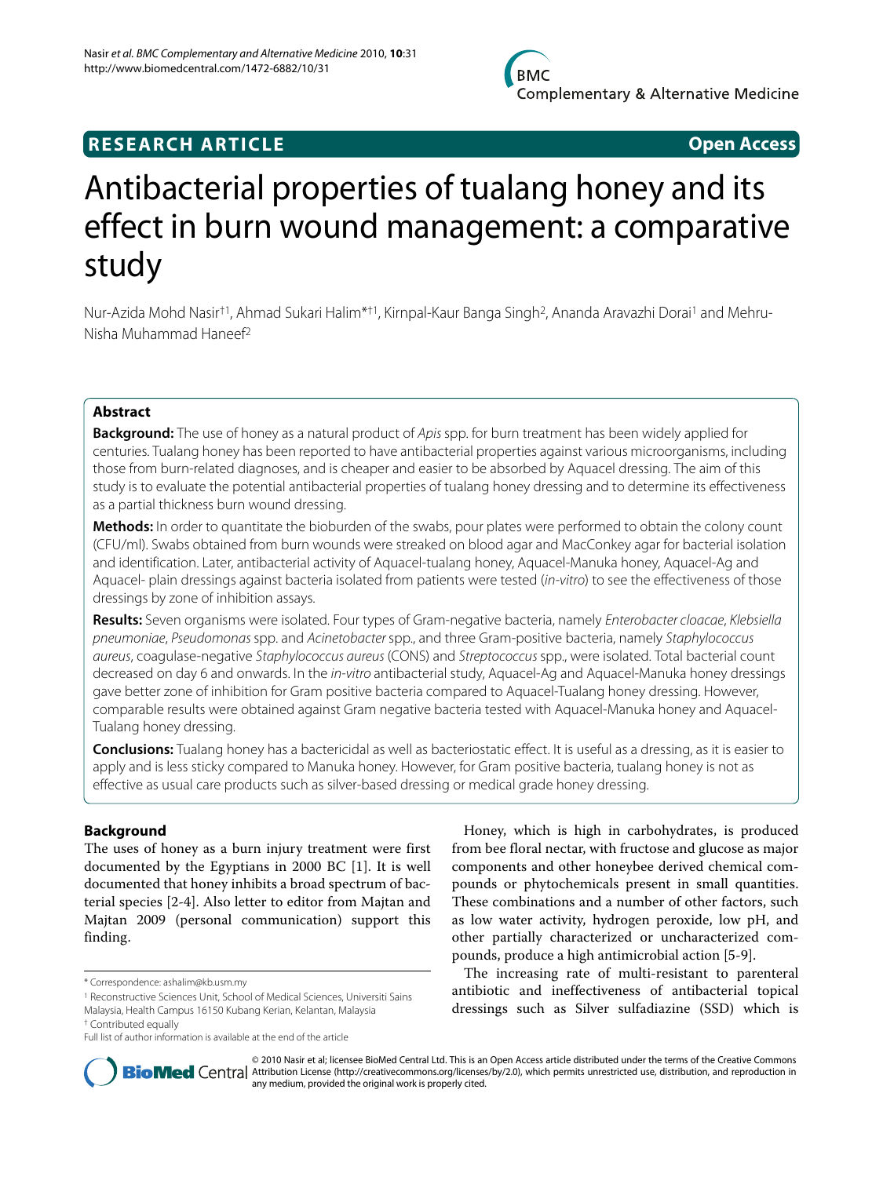**RESEARCH ARTICLE** **Open Access**

# Antibacterial properties of tualang honey and its effect in burn wound management: a comparative study

Nur-Azida Mohd Nasir[†1], Ahmad Sukari Halim*[†1], Kirnpal-Kaur Banga Singh[2], Ananda Aravazhi Dorai[1] and Mehru-Nisha Muhammad Haneef[2]

## Abstract

**Background:** The use of honey as a natural product of *Apis* spp. for burn treatment has been widely applied for centuries. Tualang honey has been reported to have antibacterial properties against various microorganisms, including those from burn-related diagnoses, and is cheaper and easier to be absorbed by Aquacel dressing. The aim of this study is to evaluate the potential antibacterial properties of tualang honey dressing and to determine its effectiveness as a partial thickness burn wound dressing.

**Methods:** In order to quantitate the bioburden of the swabs, pour plates were performed to obtain the colony count (CFU/ml). Swabs obtained from burn wounds were streaked on blood agar and MacConkey agar for bacterial isolation and identification. Later, antibacterial activity of Aquacel-tualang honey, Aquacel-Manuka honey, Aquacel-Ag and Aquacel- plain dressings against bacteria isolated from patients were tested (*in-vitro*) to see the effectiveness of those dressings by zone of inhibition assays.

**Results:** Seven organisms were isolated. Four types of Gram-negative bacteria, namely *Enterobacter cloacae*, *Klebsiella pneumoniae*, *Pseudomonas* spp. and *Acinetobacter* spp., and three Gram-positive bacteria, namely *Staphylococcus aureus*, coagulase-negative *Staphylococcus aureus* (CONS) and *Streptococcus* spp., were isolated. Total bacterial count decreased on day 6 and onwards. In the *in-vitro* antibacterial study, Aquacel-Ag and Aquacel-Manuka honey dressings gave better zone of inhibition for Gram positive bacteria compared to Aquacel-Tualang honey dressing. However, comparable results were obtained against Gram negative bacteria tested with Aquacel-Manuka honey and Aquacel-Tualang honey dressing.

**Conclusions:** Tualang honey has a bactericidal as well as bacteriostatic effect. It is useful as a dressing, as it is easier to apply and is less sticky compared to Manuka honey. However, for Gram positive bacteria, tualang honey is not as effective as usual care products such as silver-based dressing or medical grade honey dressing.

## Background

The uses of honey as a burn injury treatment were first documented by the Egyptians in 2000 BC [1]. It is well documented that honey inhibits a broad spectrum of bacterial species [2-4]. Also letter to editor from Majtan and Majtan 2009 (personal communication) support this finding.

Honey, which is high in carbohydrates, is produced from bee floral nectar, with fructose and glucose as major components and other honeybee derived chemical compounds or phytochemicals present in small quantities. These combinations and a number of other factors, such as low water activity, hydrogen peroxide, low pH, and other partially characterized or uncharacterized compounds, produce a high antimicrobial action [5-9].

The increasing rate of multi-resistant to parenteral antibiotic and ineffectiveness of antibacterial topical dressings such as Silver sulfadiazine (SSD) which is

\* Correspondence: ashalim@kb.usm.my

[1] Reconstructive Sciences Unit, School of Medical Sciences, Universiti Sains Malaysia, Health Campus 16150 Kubang Kerian, Kelantan, Malaysia

[†] Contributed equally

Full list of author information is available at the end of the article

© 2010 Nasir et al; licensee BioMed Central Ltd. This is an Open Access article distributed under the terms of the Creative Commons Attribution License (http://creativecommons.org/licenses/by/2.0), which permits unrestricted use, distribution, and reproduction in any medium, provided the original work is properly cited.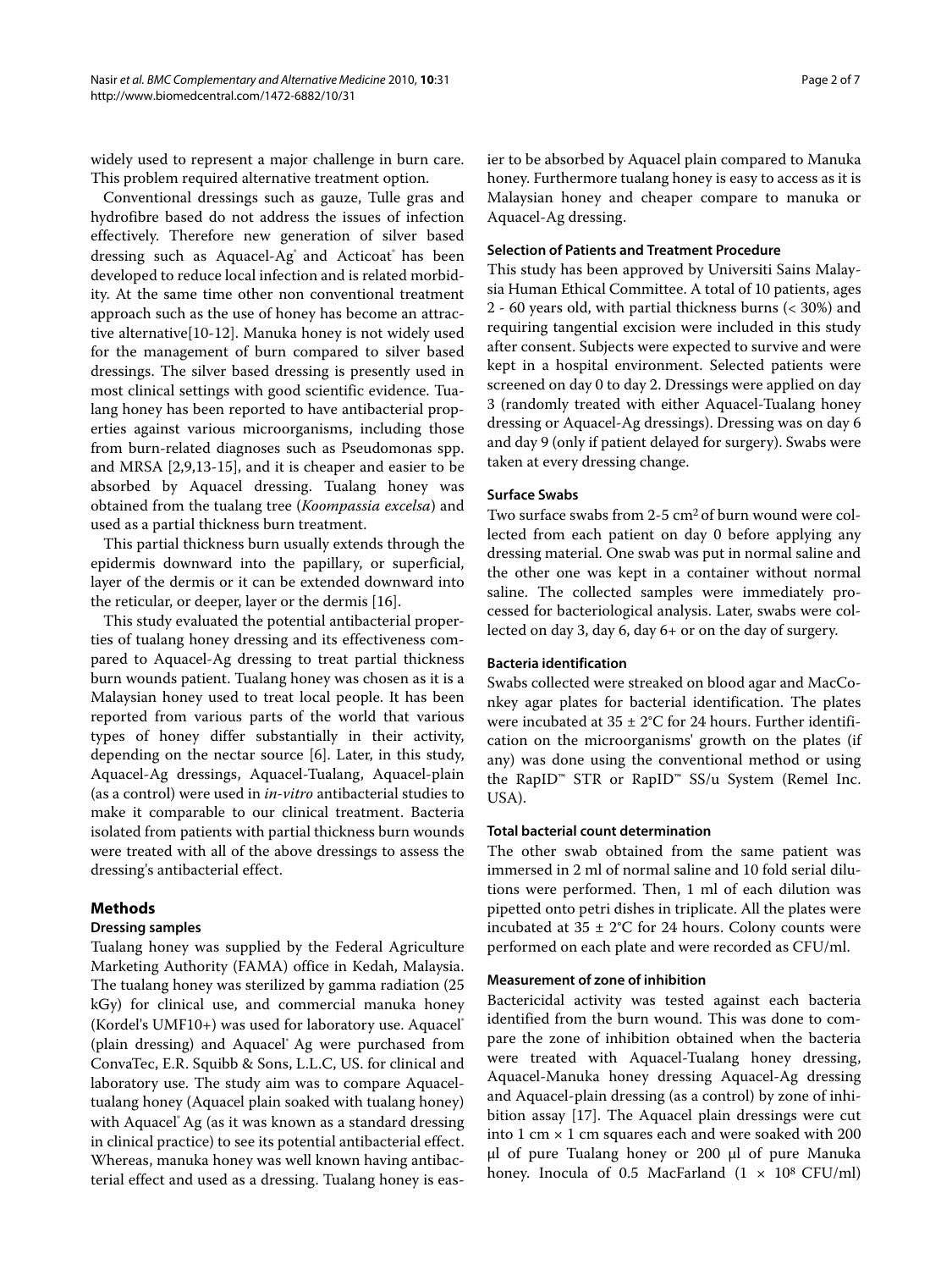widely used to represent a major challenge in burn care. This problem required alternative treatment option.

Conventional dressings such as gauze, Tulle gras and hydrofibre based do not address the issues of infection effectively. Therefore new generation of silver based dressing such as Aquacel-Ag® and Acticoat® has been developed to reduce local infection and is related morbidity. At the same time other non conventional treatment approach such as the use of honey has become an attractive alternative[10-12]. Manuka honey is not widely used for the management of burn compared to silver based dressings. The silver based dressing is presently used in most clinical settings with good scientific evidence. Tualang honey has been reported to have antibacterial properties against various microorganisms, including those from burn-related diagnoses such as Pseudomonas spp. and MRSA [2,9,13-15], and it is cheaper and easier to be absorbed by Aquacel dressing. Tualang honey was obtained from the tualang tree (*Koompassia excelsa*) and used as a partial thickness burn treatment.

This partial thickness burn usually extends through the epidermis downward into the papillary, or superficial, layer of the dermis or it can be extended downward into the reticular, or deeper, layer or the dermis [16].

This study evaluated the potential antibacterial properties of tualang honey dressing and its effectiveness compared to Aquacel-Ag dressing to treat partial thickness burn wounds patient. Tualang honey was chosen as it is a Malaysian honey used to treat local people. It has been reported from various parts of the world that various types of honey differ substantially in their activity, depending on the nectar source [6]. Later, in this study, Aquacel-Ag dressings, Aquacel-Tualang, Aquacel-plain (as a control) were used in *in-vitro* antibacterial studies to make it comparable to our clinical treatment. Bacteria isolated from patients with partial thickness burn wounds were treated with all of the above dressings to assess the dressing's antibacterial effect.

## Methods

### Dressing samples

Tualang honey was supplied by the Federal Agriculture Marketing Authority (FAMA) office in Kedah, Malaysia. The tualang honey was sterilized by gamma radiation (25 kGy) for clinical use, and commercial manuka honey (Kordel's UMF10+) was used for laboratory use. Aquacel® (plain dressing) and Aquacel® Ag were purchased from ConvaTec, E.R. Squibb & Sons, L.L.C, US. for clinical and laboratory use. The study aim was to compare Aquacel-tualang honey (Aquacel plain soaked with tualang honey) with Aquacel® Ag (as it was known as a standard dressing in clinical practice) to see its potential antibacterial effect. Whereas, manuka honey was well known having antibacterial effect and used as a dressing. Tualang honey is easier to be absorbed by Aquacel plain compared to Manuka honey. Furthermore tualang honey is easy to access as it is Malaysian honey and cheaper compare to manuka or Aquacel-Ag dressing.

### Selection of Patients and Treatment Procedure

This study has been approved by Universiti Sains Malaysia Human Ethical Committee. A total of 10 patients, ages 2 - 60 years old, with partial thickness burns (< 30%) and requiring tangential excision were included in this study after consent. Subjects were expected to survive and were kept in a hospital environment. Selected patients were screened on day 0 to day 2. Dressings were applied on day 3 (randomly treated with either Aquacel-Tualang honey dressing or Aquacel-Ag dressings). Dressing was on day 6 and day 9 (only if patient delayed for surgery). Swabs were taken at every dressing change.

### Surface Swabs

Two surface swabs from 2-5 $cm^2$ of burn wound were collected from each patient on day 0 before applying any dressing material. One swab was put in normal saline and the other one was kept in a container without normal saline. The collected samples were immediately processed for bacteriological analysis. Later, swabs were collected on day 3, day 6, day 6+ or on the day of surgery.

### Bacteria identification

Swabs collected were streaked on blood agar and MacConkey agar plates for bacterial identification. The plates were incubated at 35 ± 2°C for 24 hours. Further identification on the microorganisms' growth on the plates (if any) was done using the conventional method or using the RapID™ STR or RapID™ SS/u System (Remel Inc. USA).

### Total bacterial count determination

The other swab obtained from the same patient was immersed in 2 ml of normal saline and 10 fold serial dilutions were performed. Then, 1 ml of each dilution was pipetted onto petri dishes in triplicate. All the plates were incubated at 35 ± 2°C for 24 hours. Colony counts were performed on each plate and were recorded as CFU/ml.

### Measurement of zone of inhibition

Bactericidal activity was tested against each bacteria identified from the burn wound. This was done to compare the zone of inhibition obtained when the bacteria were treated with Aquacel-Tualang honey dressing, Aquacel-Manuka honey dressing Aquacel-Ag dressing and Aquacel-plain dressing (as a control) by zone of inhibition assay [17]. The Aquacel plain dressings were cut into 1 cm × 1 cm squares each and were soaked with 200 μl of pure Tualang honey or 200 μl of pure Manuka honey. Inocula of 0.5 MacFarland ($1 \times 10^8$ CFU/ml)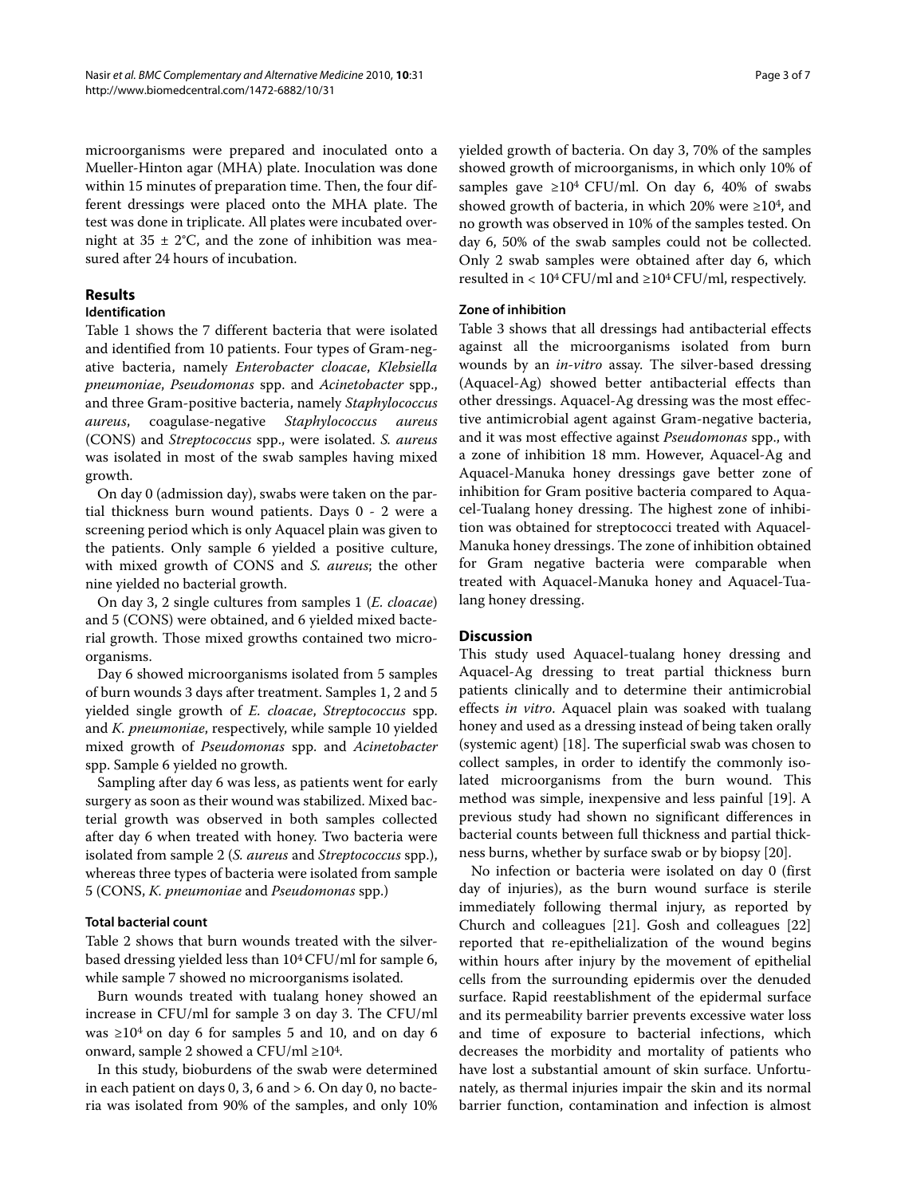microorganisms were prepared and inoculated onto a Mueller-Hinton agar (MHA) plate. Inoculation was done within 15 minutes of preparation time. Then, the four different dressings were placed onto the MHA plate. The test was done in triplicate. All plates were incubated overnight at 35 ± 2°C, and the zone of inhibition was measured after 24 hours of incubation.

## Results

### Identification

Table 1 shows the 7 different bacteria that were isolated and identified from 10 patients. Four types of Gram-negative bacteria, namely *Enterobacter cloacae*, *Klebsiella pneumoniae*, *Pseudomonas* spp. and *Acinetobacter* spp., and three Gram-positive bacteria, namely *Staphylococcus aureus*, coagulase-negative *Staphylococcus aureus* (CONS) and *Streptococcus* spp., were isolated. *S. aureus* was isolated in most of the swab samples having mixed growth.

On day 0 (admission day), swabs were taken on the partial thickness burn wound patients. Days 0 - 2 were a screening period which is only Aquacel plain was given to the patients. Only sample 6 yielded a positive culture, with mixed growth of CONS and *S. aureus*; the other nine yielded no bacterial growth.

On day 3, 2 single cultures from samples 1 (*E. cloacae*) and 5 (CONS) were obtained, and 6 yielded mixed bacterial growth. Those mixed growths contained two microorganisms.

Day 6 showed microorganisms isolated from 5 samples of burn wounds 3 days after treatment. Samples 1, 2 and 5 yielded single growth of *E. cloacae*, *Streptococcus* spp. and *K. pneumoniae*, respectively, while sample 10 yielded mixed growth of *Pseudomonas* spp. and *Acinetobacter* spp. Sample 6 yielded no growth.

Sampling after day 6 was less, as patients went for early surgery as soon as their wound was stabilized. Mixed bacterial growth was observed in both samples collected after day 6 when treated with honey. Two bacteria were isolated from sample 2 (*S. aureus* and *Streptococcus* spp.), whereas three types of bacteria were isolated from sample 5 (CONS, *K. pneumoniae* and *Pseudomonas* spp.)

### Total bacterial count

Table 2 shows that burn wounds treated with the silver-based dressing yielded less than $10^4$ CFU/ml for sample 6, while sample 7 showed no microorganisms isolated.

Burn wounds treated with tualang honey showed an increase in CFU/ml for sample 3 on day 3. The CFU/ml was $\geq 10^4$ on day 6 for samples 5 and 10, and on day 6 onward, sample 2 showed a CFU/ml $\geq 10^4$.

In this study, bioburdens of the swab were determined in each patient on days 0, 3, 6 and > 6. On day 0, no bacteria was isolated from 90% of the samples, and only 10% yielded growth of bacteria. On day 3, 70% of the samples showed growth of microorganisms, in which only 10% of samples gave $\geq 10^4$ CFU/ml. On day 6, 40% of swabs showed growth of bacteria, in which 20% were $\geq 10^4$, and no growth was observed in 10% of the samples tested. On day 6, 50% of the swab samples could not be collected. Only 2 swab samples were obtained after day 6, which resulted in $< 10^4$ CFU/ml and $\geq 10^4$ CFU/ml, respectively.

### Zone of inhibition

Table 3 shows that all dressings had antibacterial effects against all the microorganisms isolated from burn wounds by an *in-vitro* assay. The silver-based dressing (Aquacel-Ag) showed better antibacterial effects than other dressings. Aquacel-Ag dressing was the most effective antimicrobial agent against Gram-negative bacteria, and it was most effective against *Pseudomonas* spp., with a zone of inhibition 18 mm. However, Aquacel-Ag and Aquacel-Manuka honey dressings gave better zone of inhibition for Gram positive bacteria compared to Aquacel-Tualang honey dressing. The highest zone of inhibition was obtained for streptococci treated with Aquacel-Manuka honey dressings. The zone of inhibition obtained for Gram negative bacteria were comparable when treated with Aquacel-Manuka honey and Aquacel-Tualang honey dressing.

## Discussion

This study used Aquacel-tualang honey dressing and Aquacel-Ag dressing to treat partial thickness burn patients clinically and to determine their antimicrobial effects *in vitro*. Aquacel plain was soaked with tualang honey and used as a dressing instead of being taken orally (systemic agent) [18]. The superficial swab was chosen to collect samples, in order to identify the commonly isolated microorganisms from the burn wound. This method was simple, inexpensive and less painful [19]. A previous study had shown no significant differences in bacterial counts between full thickness and partial thickness burns, whether by surface swab or by biopsy [20].

No infection or bacteria were isolated on day 0 (first day of injuries), as the burn wound surface is sterile immediately following thermal injury, as reported by Church and colleagues [21]. Gosh and colleagues [22] reported that re-epithelialization of the wound begins within hours after injury by the movement of epithelial cells from the surrounding epidermis over the denuded surface. Rapid reestablishment of the epidermal surface and its permeability barrier prevents excessive water loss and time of exposure to bacterial infections, which decreases the morbidity and mortality of patients who have lost a substantial amount of skin surface. Unfortunately, as thermal injuries impair the skin and its normal barrier function, contamination and infection is almost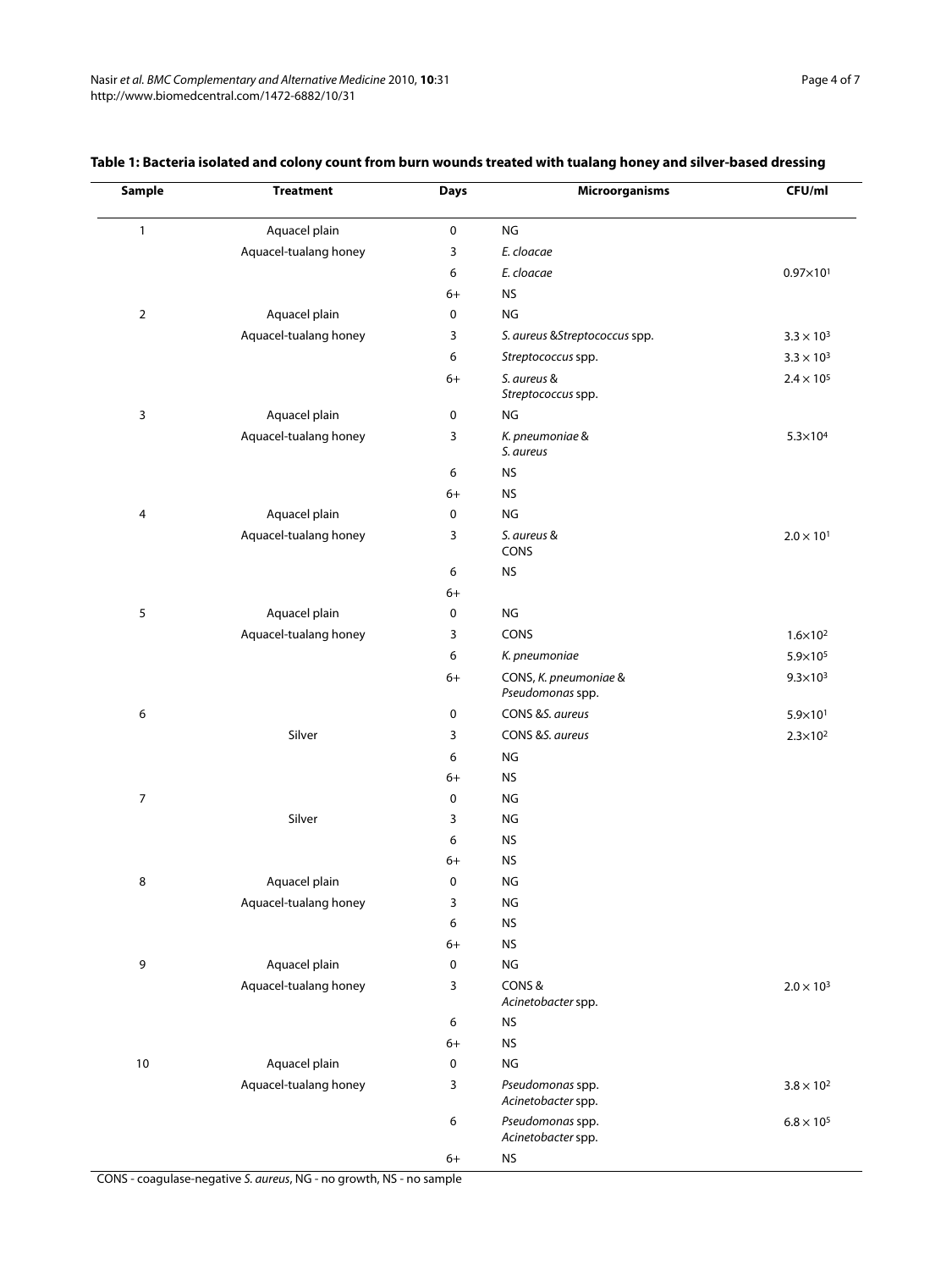**Table 1: Bacteria isolated and colony count from burn wounds treated with tualang honey and silver-based dressing**

| Sample | Treatment | Days | Microorganisms | CFU/ml |
|---|---|---|---|---|
| 1 | Aquacel plain | 0 | NG | |
| | Aquacel-tualang honey | 3 | *E. cloacae* | |
| | | 6 | *E. cloacae* | $0.97 \times 10^1$ |
| | | 6+ | NS | |
| 2 | Aquacel plain | 0 | NG | |
| | Aquacel-tualang honey | 3 | *S. aureus* &*Streptococcus* spp. | $3.3 \times 10^3$ |
| | | 6 | *Streptococcus* spp. | $3.3 \times 10^3$ |
| | | 6+ | *S. aureus* & *Streptococcus* spp. | $2.4 \times 10^5$ |
| 3 | Aquacel plain | 0 | NG | |
| | Aquacel-tualang honey | 3 | *K. pneumoniae* & *S. aureus* | $5.3 \times 10^4$ |
| | | 6 | NS | |
| | | 6+ | NS | |
| 4 | Aquacel plain | 0 | NG | |
| | Aquacel-tualang honey | 3 | *S. aureus* & CONS | $2.0 \times 10^1$ |
| | | 6 | NS | |
| | | 6+ | | |
| 5 | Aquacel plain | 0 | NG | |
| | Aquacel-tualang honey | 3 | CONS | $1.6 \times 10^2$ |
| | | 6 | *K. pneumoniae* | $5.9 \times 10^5$ |
| | | 6+ | CONS, *K. pneumoniae* & *Pseudomonas* spp. | $9.3 \times 10^3$ |
| 6 | | 0 | CONS &*S. aureus* | $5.9 \times 10^1$ |
| | Silver | 3 | CONS &*S. aureus* | $2.3 \times 10^2$ |
| | | 6 | NG | |
| | | 6+ | NS | |
| 7 | | 0 | NG | |
| | Silver | 3 | NG | |
| | | 6 | NS | |
| | | 6+ | NS | |
| 8 | Aquacel plain | 0 | NG | |
| | Aquacel-tualang honey | 3 | NG | |
| | | 6 | NS | |
| | | 6+ | NS | |
| 9 | Aquacel plain | 0 | NG | |
| | Aquacel-tualang honey | 3 | CONS & *Acinetobacter* spp. | $2.0 \times 10^3$ |
| | | 6 | NS | |
| | | 6+ | NS | |
| 10 | Aquacel plain | 0 | NG | |
| | Aquacel-tualang honey | 3 | *Pseudomonas* spp. *Acinetobacter* spp. | $3.8 \times 10^2$ |
| | | 6 | *Pseudomonas* spp. *Acinetobacter* spp. | $6.8 \times 10^5$ |
| | | 6+ | NS | |

CONS - coagulase-negative *S. aureus*, NG - no growth, NS - no sample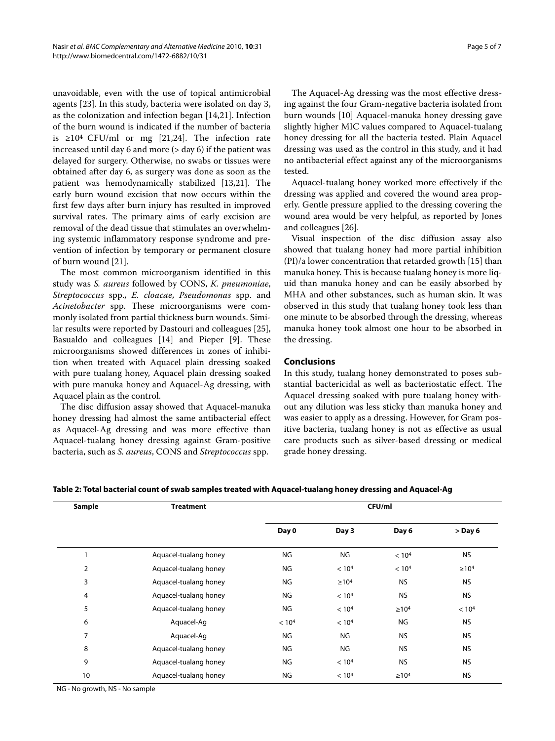unavoidable, even with the use of topical antimicrobial agents [23]. In this study, bacteria were isolated on day 3, as the colonization and infection began [14,21]. Infection of the burn wound is indicated if the number of bacteria is $\geq 10^4$ CFU/ml or mg [21,24]. The infection rate increased until day 6 and more (> day 6) if the patient was delayed for surgery. Otherwise, no swabs or tissues were obtained after day 6, as surgery was done as soon as the patient was hemodynamically stabilized [13,21]. The early burn wound excision that now occurs within the first few days after burn injury has resulted in improved survival rates. The primary aims of early excision are removal of the dead tissue that stimulates an overwhelming systemic inflammatory response syndrome and prevention of infection by temporary or permanent closure of burn wound [21].

The most common microorganism identified in this study was *S. aureus* followed by CONS, *K. pneumoniae*, *Streptococcus* spp., *E. cloacae*, *Pseudomonas* spp. and *Acinetobacter* spp. These microorganisms were commonly isolated from partial thickness burn wounds. Similar results were reported by Dastouri and colleagues [25], Basualdo and colleagues [14] and Pieper [9]. These microorganisms showed differences in zones of inhibition when treated with Aquacel plain dressing soaked with pure tualang honey, Aquacel plain dressing soaked with pure manuka honey and Aquacel-Ag dressing, with Aquacel plain as the control.

The disc diffusion assay showed that Aquacel-manuka honey dressing had almost the same antibacterial effect as Aquacel-Ag dressing and was more effective than Aquacel-tualang honey dressing against Gram-positive bacteria, such as *S. aureus*, CONS and *Streptococcus* spp.

The Aquacel-Ag dressing was the most effective dressing against the four Gram-negative bacteria isolated from burn wounds [10] Aquacel-manuka honey dressing gave slightly higher MIC values compared to Aquacel-tualang honey dressing for all the bacteria tested. Plain Aquacel dressing was used as the control in this study, and it had no antibacterial effect against any of the microorganisms tested.

Aquacel-tualang honey worked more effectively if the dressing was applied and covered the wound area properly. Gentle pressure applied to the dressing covering the wound area would be very helpful, as reported by Jones and colleagues [26].

Visual inspection of the disc diffusion assay also showed that tualang honey had more partial inhibition (PI)/a lower concentration that retarded growth [15] than manuka honey. This is because tualang honey is more liquid than manuka honey and can be easily absorbed by MHA and other substances, such as human skin. It was observed in this study that tualang honey took less than one minute to be absorbed through the dressing, whereas manuka honey took almost one hour to be absorbed in the dressing.

## Conclusions

In this study, tualang honey demonstrated to poses substantial bactericidal as well as bacteriostatic effect. The Aquacel dressing soaked with pure tualang honey without any dilution was less sticky than manuka honey and was easier to apply as a dressing. However, for Gram positive bacteria, tualang honey is not as effective as usual care products such as silver-based dressing or medical grade honey dressing.

**Table 2: Total bacterial count of swab samples treated with Aquacel-tualang honey dressing and Aquacel-Ag**

| Sample | Treatment | CFU/ml | | | |
|---|---|---|---|---|---|
| | | Day 0 | Day 3 | Day 6 | > Day 6 |
| 1 | Aquacel-tualang honey | NG | NG | $< 10^4$ | NS |
| 2 | Aquacel-tualang honey | NG | $< 10^4$ | $< 10^4$ | $\geq 10^4$ |
| 3 | Aquacel-tualang honey | NG | $\geq 10^4$ | NS | NS |
| 4 | Aquacel-tualang honey | NG | $< 10^4$ | NS | NS |
| 5 | Aquacel-tualang honey | NG | $< 10^4$ | $\geq 10^4$ | $< 10^4$ |
| 6 | Aquacel-Ag | $< 10^4$ | $< 10^4$ | NG | NS |
| 7 | Aquacel-Ag | NG | NG | NS | NS |
| 8 | Aquacel-tualang honey | NG | NG | NS | NS |
| 9 | Aquacel-tualang honey | NG | $< 10^4$ | NS | NS |
| 10 | Aquacel-tualang honey | NG | $< 10^4$ | $\geq 10^4$ | NS |

NG - No growth, NS - No sample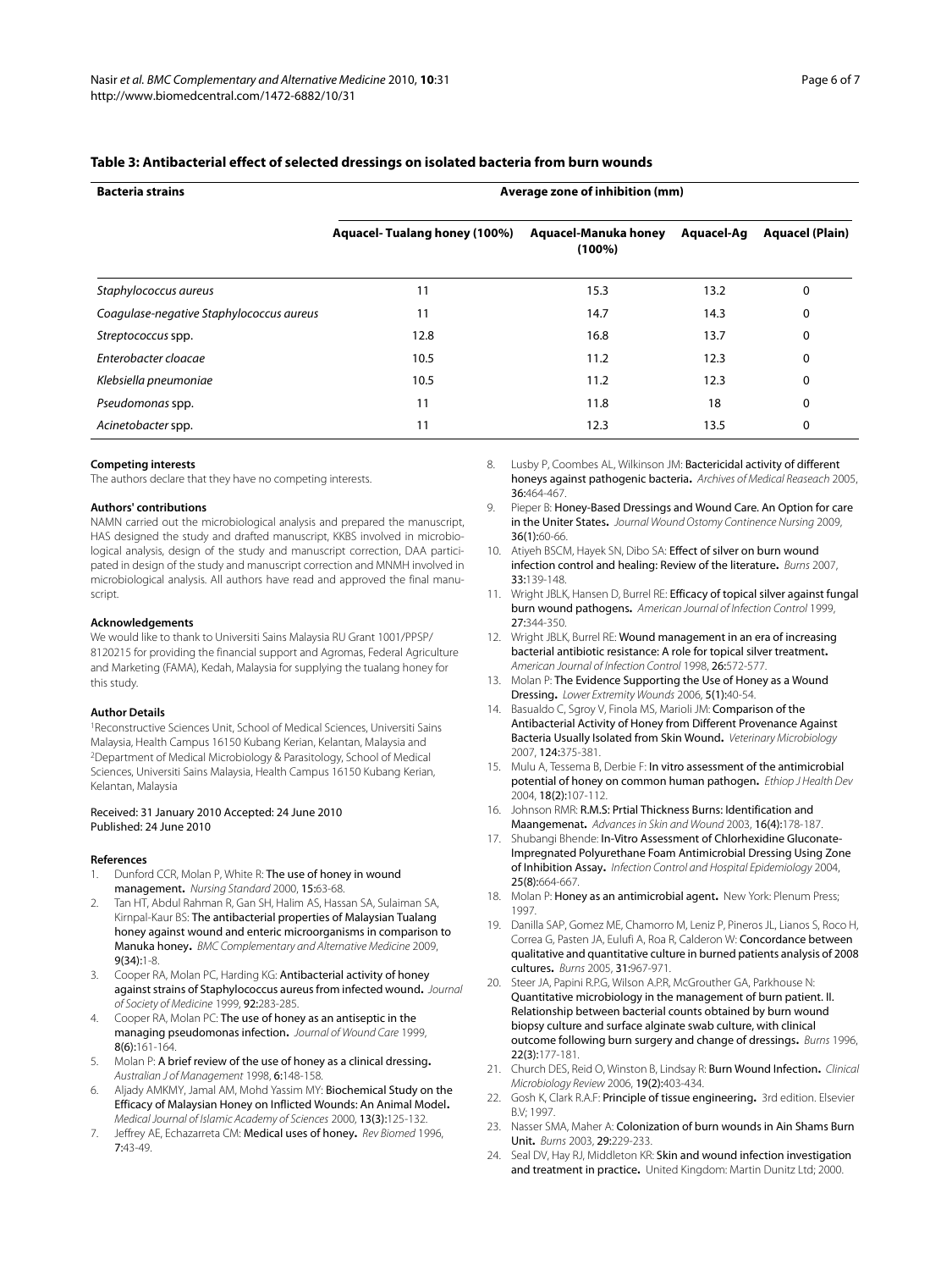**Table 3: Antibacterial effect of selected dressings on isolated bacteria from burn wounds**

| Bacteria strains | Average zone of inhibition (mm) | | | |
|---|---|---|---|---|
| | Aquacel- Tualang honey (100%) | Aquacel-Manuka honey (100%) | Aquacel-Ag | Aquacel (Plain) |
| *Staphylococcus aureus* | 11 | 15.3 | 13.2 | 0 |
| *Coagulase-negative Staphylococcus aureus* | 11 | 14.7 | 14.3 | 0 |
| *Streptococcus* spp. | 12.8 | 16.8 | 13.7 | 0 |
| *Enterobacter cloacae* | 10.5 | 11.2 | 12.3 | 0 |
| *Klebsiella pneumoniae* | 10.5 | 11.2 | 12.3 | 0 |
| *Pseudomonas* spp. | 11 | 11.8 | 18 | 0 |
| *Acinetobacter* spp. | 11 | 12.3 | 13.5 | 0 |

#### Competing interests

The authors declare that they have no competing interests.

#### Authors' contributions

NAMN carried out the microbiological analysis and prepared the manuscript, HAS designed the study and drafted manuscript, KKBS involved in microbiological analysis, design of the study and manuscript correction, DAA participated in design of the study and manuscript correction and MNMH involved in microbiological analysis. All authors have read and approved the final manuscript.

#### Acknowledgements

We would like to thank to Universiti Sains Malaysia RU Grant 1001/PPSP/8120215 for providing the financial support and Agromas, Federal Agriculture and Marketing (FAMA), Kedah, Malaysia for supplying the tualang honey for this study.

#### Author Details

[1]Reconstructive Sciences Unit, School of Medical Sciences, Universiti Sains Malaysia, Health Campus 16150 Kubang Kerian, Kelantan, Malaysia and [2]Department of Medical Microbiology & Parasitology, School of Medical Sciences, Universiti Sains Malaysia, Health Campus 16150 Kubang Kerian, Kelantan, Malaysia

Received: 31 January 2010 Accepted: 24 June 2010
Published: 24 June 2010

#### References

1. Dunford CCR, Molan P, White R: **The use of honey in wound management.** *Nursing Standard* 2000, **15:**63-68.
2. Tan HT, Abdul Rahman R, Gan SH, Halim AS, Hassan SA, Sulaiman SA, Kirnpal-Kaur BS: **The antibacterial properties of Malaysian Tualang honey against wound and enteric microorganisms in comparison to Manuka honey.** *BMC Complementary and Alternative Medicine* 2009, **9(34):**1-8.
3. Cooper RA, Molan PC, Harding KG: **Antibacterial activity of honey against strains of Staphylococcus aureus from infected wound.** *Journal of Society of Medicine* 1999, **92:**283-285.
4. Cooper RA, Molan PC: **The use of honey as an antiseptic in the managing pseudomonas infection.** *Journal of Wound Care* 1999, **8(6):**161-164.
5. Molan P: **A brief review of the use of honey as a clinical dressing.** *Australian J of Management* 1998, **6:**148-158.
6. Aljady AMKMY, Jamal AM, Mohd Yassim MY: **Biochemical Study on the Efficacy of Malaysian Honey on Inflicted Wounds: An Animal Model.** *Medical Journal of Islamic Academy of Sciences* 2000, **13(3):**125-132.
7. Jeffrey AE, Echazarreta CM: **Medical uses of honey.** *Rev Biomed* 1996, **7:**43-49.
8. Lusby P, Coombes AL, Wilkinson JM: **Bactericidal activity of different honeys against pathogenic bacteria.** *Archives of Medical Reaseach* 2005, **36:**464-467.
9. Pieper B: **Honey-Based Dressings and Wound Care. An Option for care in the Uniter States.** *Journal Wound Ostomy Continence Nursing* 2009, **36(1):**60-66.
10. Atiyeh BSCM, Hayek SN, Dibo SA: **Effect of silver on burn wound infection control and healing: Review of the literature.** *Burns* 2007, **33:**139-148.
11. Wright JBLK, Hansen D, Burrel RE: **Efficacy of topical silver against fungal burn wound pathogens.** *American Journal of Infection Control* 1999, **27:**344-350.
12. Wright JBLK, Burrel RE: **Wound management in an era of increasing bacterial antibiotic resistance: A role for topical silver treatment.** *American Journal of Infection Control* 1998, **26:**572-577.
13. Molan P: **The Evidence Supporting the Use of Honey as a Wound Dressing.** *Lower Extremity Wounds* 2006, **5(1):**40-54.
14. Basualdo C, Sgroy V, Finola MS, Marioli JM: **Comparison of the Antibacterial Activity of Honey from Different Provenance Against Bacteria Usually Isolated from Skin Wound.** *Veterinary Microbiology* 2007, **124:**375-381.
15. Mulu A, Tessema B, Derbie F: **In vitro assessment of the antimicrobial potential of honey on common human pathogen.** *Ethiop J Health Dev* 2004, **18(2):**107-112.
16. Johnson RMR: **R.M.S: Prtial Thickness Burns: Identification and Maangemenat.** *Advances in Skin and Wound* 2003, **16(4):**178-187.
17. Shubangi Bhende: **In-Vitro Assessment of Chlorhexidine Gluconate-Impregnated Polyurethane Foam Antimicrobial Dressing Using Zone of Inhibition Assay.** *Infection Control and Hospital Epidemiology* 2004, **25(8):**664-667.
18. Molan P: **Honey as an antimicrobial agent.** New York: Plenum Press; 1997.
19. Danilla SAP, Gomez ME, Chamorro M, Leniz P, Pineros JL, Lianos S, Roco H, Correa G, Pasten JA, Eulufi A, Roa R, Calderon W: **Concordance between qualitative and quantitative culture in burned patients analysis of 2008 cultures.** *Burns* 2005, **31:**967-971.
20. Steer JA, Papini R.P.G, Wilson A.P.R, McGrouther GA, Parkhouse N: **Quantitative microbiology in the management of burn patient. II. Relationship between bacterial counts obtained by burn wound biopsy culture and surface alginate swab culture, with clinical outcome following burn surgery and change of dressings.** *Burns* 1996, **22(3):**177-181.
21. Church DES, Reid O, Winston B, Lindsay R: **Burn Wound Infection.** *Clinical Microbiology Review* 2006, **19(2):**403-434.
22. Gosh K, Clark R.A.F: **Principle of tissue engineering.** 3rd edition. Elsevier B.V; 1997.
23. Nasser SMA, Maher A: **Colonization of burn wounds in Ain Shams Burn Unit.** *Burns* 2003, **29:**229-233.
24. Seal DV, Hay RJ, Middleton KR: **Skin and wound infection investigation and treatment in practice.** United Kingdom: Martin Dunitz Ltd; 2000.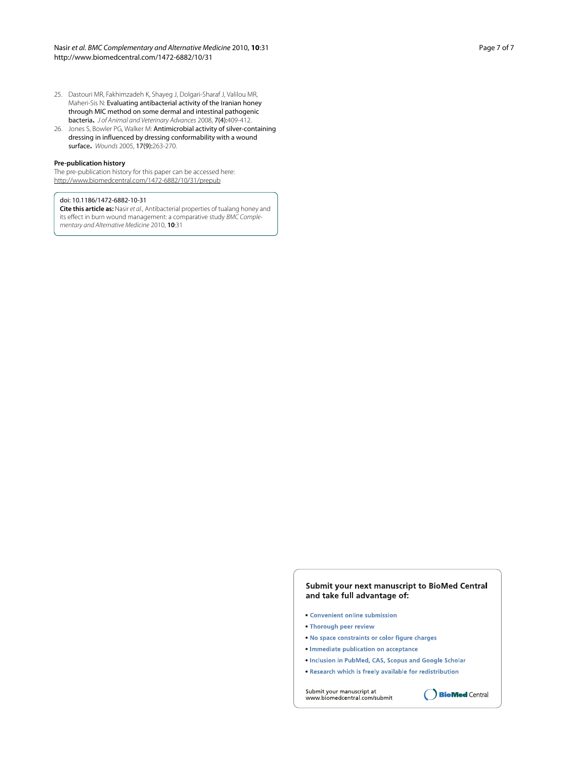25. Dastouri MR, Fakhimzadeh K, Shayeg J, Dolgari-Sharaf J, Valilou MR, Maheri-Sis N: **Evaluating antibacterial activity of the Iranian honey through MIC method on some dermal and intestinal pathogenic bacteria.** *J of Animal and Veterinary Advances* 2008, **7(4)**:409-412.
26. Jones S, Bowler PG, Walker M: **Antimicrobial activity of silver-containing dressing in influenced by dressing conformability with a wound surface.** *Wounds* 2005, **17(9)**:263-270.

**Pre-publication history**

The pre-publication history for this paper can be accessed here:
http://www.biomedcentral.com/1472-6882/10/31/prepub

doi: 10.1186/1472-6882-10-31

**Cite this article as:** Nasir *et al.*, Antibacterial properties of tualang honey and its effect in burn wound management: a comparative study *BMC Complementary and Alternative Medicine* 2010, **10**:31

**Submit your next manuscript to BioMed Central and take full advantage of:**

- Convenient online submission
- Thorough peer review
- No space constraints or color figure charges
- Immediate publication on acceptance
- Inclusion in PubMed, CAS, Scopus and Google Scholar
- Research which is freely available for redistribution

Submit your manuscript at
www.biomedcentral.com/submit

BioMed Central